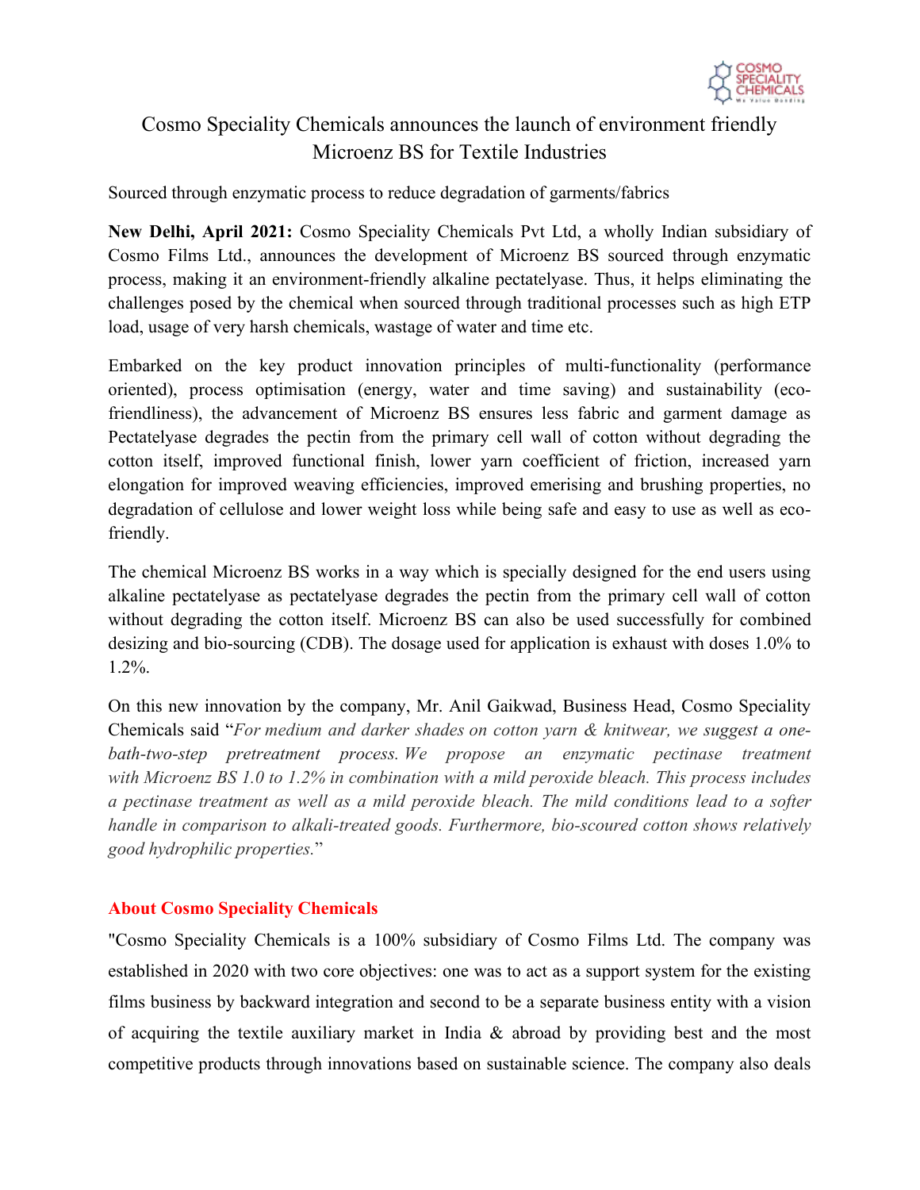# Cosmo Speciality Chemicals announces the launch of environment friendly Microenz BS for Textile Industries

Sourced through enzymatic process to reduce degradation of garments/fabrics

**New Delhi, April 2021:** Cosmo Speciality Chemicals Pvt Ltd, a wholly Indian subsidiary of Cosmo Films Ltd., announces the development of Microenz BS sourced through enzymatic process, making it an environment-friendly alkaline pectatelyase. Thus, it helps eliminating the challenges posed by the chemical when sourced through traditional processes such as high ETP load, usage of very harsh chemicals, wastage of water and time etc.

Embarked on the key product innovation principles of multi-functionality (performance oriented), process optimisation (energy, water and time saving) and sustainability (eco-friendliness), the advancement of Microenz BS ensures less fabric and garment damage as Pectatelyase degrades the pectin from the primary cell wall of cotton without degrading the cotton itself, improved functional finish, lower yarn coefficient of friction, increased yarn elongation for improved weaving efficiencies, improved emerising and brushing properties, no degradation of cellulose and lower weight loss while being safe and easy to use as well as eco-friendly.

The chemical Microenz BS works in a way which is specially designed for the end users using alkaline pectatelyase as pectatelyase degrades the pectin from the primary cell wall of cotton without degrading the cotton itself. Microenz BS can also be used successfully for combined desizing and bio-sourcing (CDB). The dosage used for application is exhaust with doses 1.0% to 1.2%.

On this new innovation by the company, Mr. Anil Gaikwad, Business Head, Cosmo Speciality Chemicals said "*For medium and darker shades on cotton yarn & knitwear, we suggest a one-bath-two-step pretreatment process. We propose an enzymatic pectinase treatment with Microenz BS 1.0 to 1.2% in combination with a mild peroxide bleach. This process includes a pectinase treatment as well as a mild peroxide bleach. The mild conditions lead to a softer handle in comparison to alkali-treated goods. Furthermore, bio-scoured cotton shows relatively good hydrophilic properties.*"

## About Cosmo Speciality Chemicals

"Cosmo Speciality Chemicals is a 100% subsidiary of Cosmo Films Ltd. The company was established in 2020 with two core objectives: one was to act as a support system for the existing films business by backward integration and second to be a separate business entity with a vision of acquiring the textile auxiliary market in India & abroad by providing best and the most competitive products through innovations based on sustainable science. The company also deals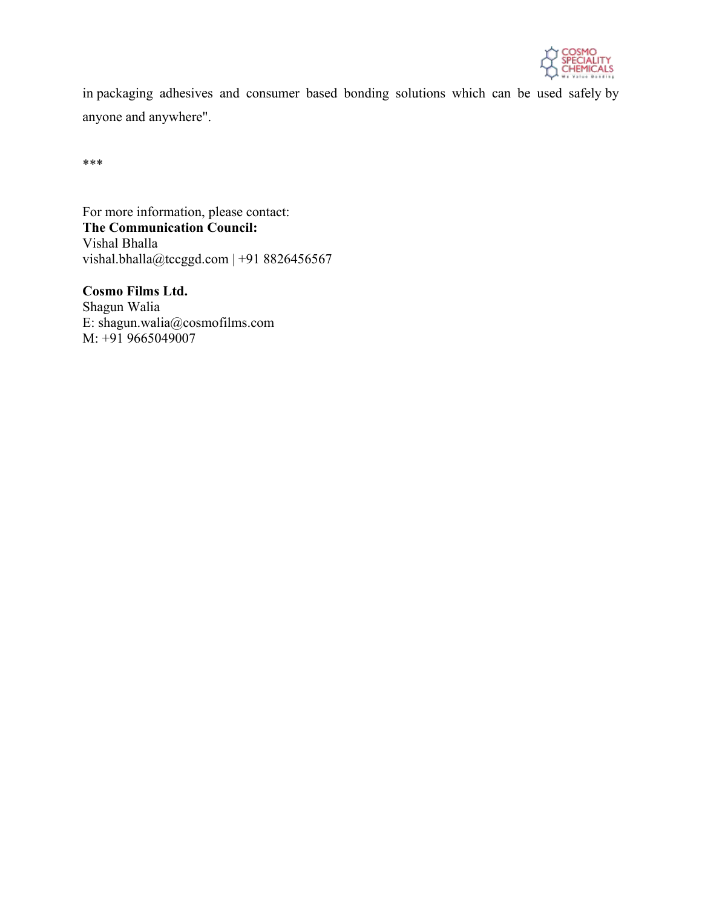in packaging adhesives and consumer based bonding solutions which can be used safely by anyone and anywhere".

***

For more information, please contact:
**The Communication Council:**
Vishal Bhalla
vishal.bhalla@tccggd.com | +91 8826456567

**Cosmo Films Ltd.**
Shagun Walia
E: shagun.walia@cosmofilms.com
M: +91 9665049007